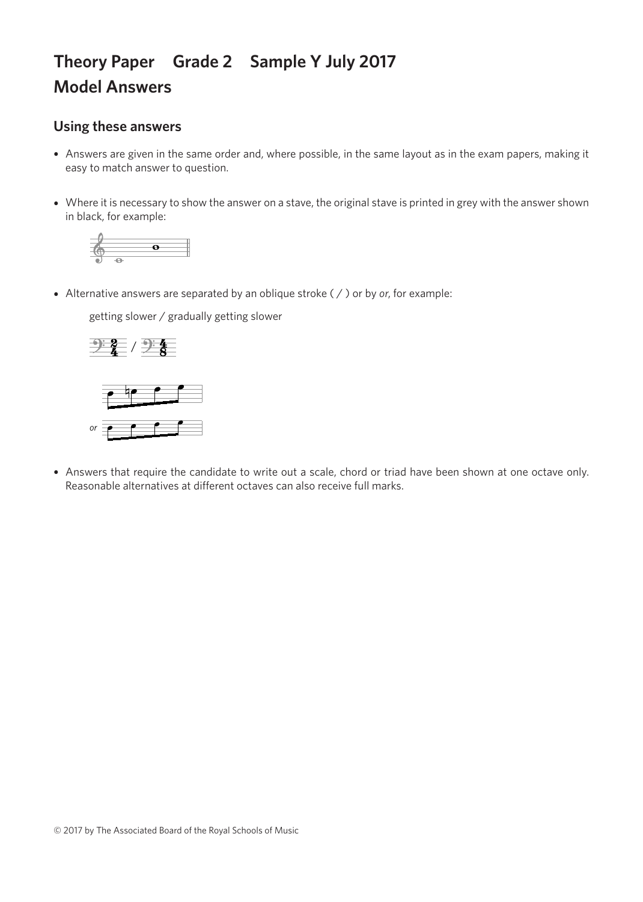# Theory Paper Grade 2 Sample Y July 2017
# Model Answers

## Using these answers

- Answers are given in the same order and, where possible, in the same layout as in the exam papers, making it easy to match answer to question.

- Where it is necessary to show the answer on a stave, the original stave is printed in grey with the answer shown in black, for example:

- Alternative answers are separated by an oblique stroke ( / ) or by *or*, for example:

  getting slower / gradually getting slower

  *or*

- Answers that require the candidate to write out a scale, chord or triad have been shown at one octave only. Reasonable alternatives at different octaves can also receive full marks.

© 2017 by The Associated Board of the Royal Schools of Music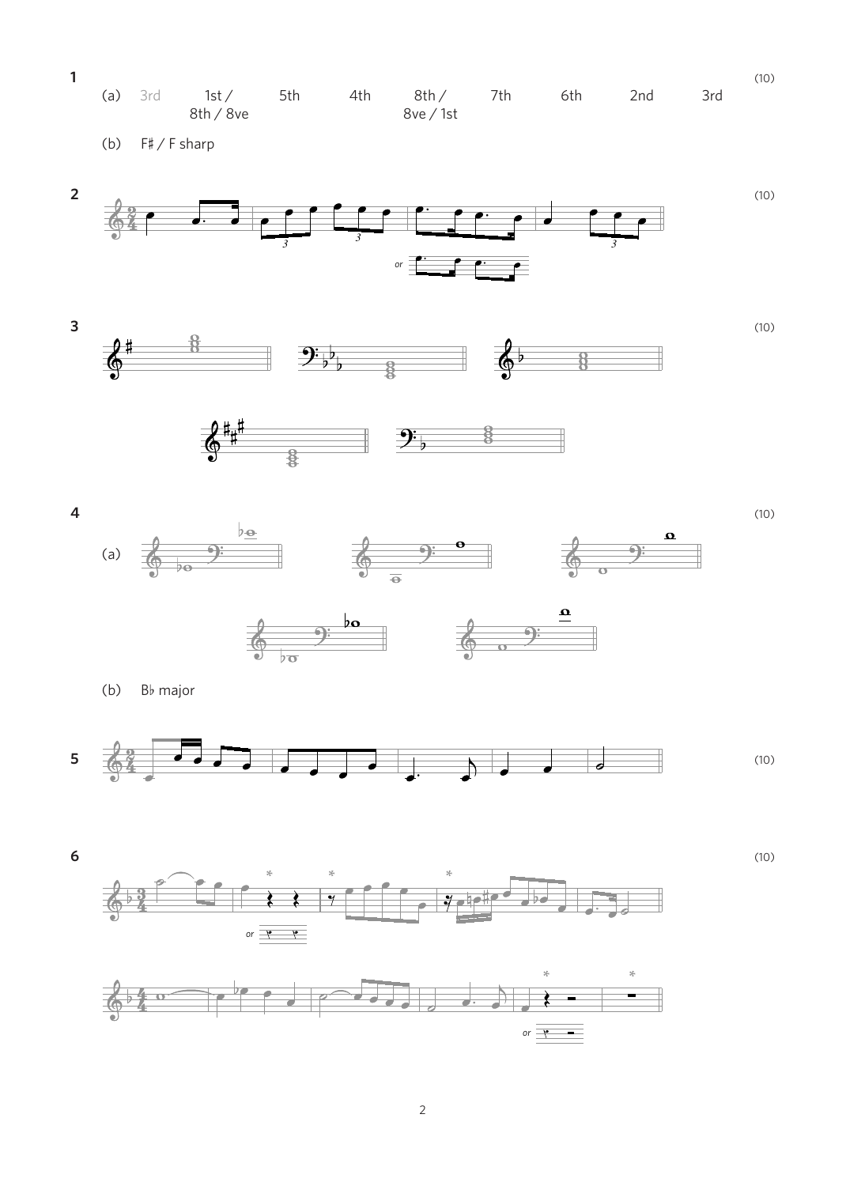**1** (10)

(a) 3rd 1st / 8th / 8ve 5th 4th 8th / 8ve / 1st 7th 6th 2nd 3rd

(b) F♯ / F sharp

**2** (10)

*or*

**3** (10)

**4** (10)

(a)

(b) B♭ major

**5** (10)

**6** (10)

\* \* \*

*or*

\* \*

*or*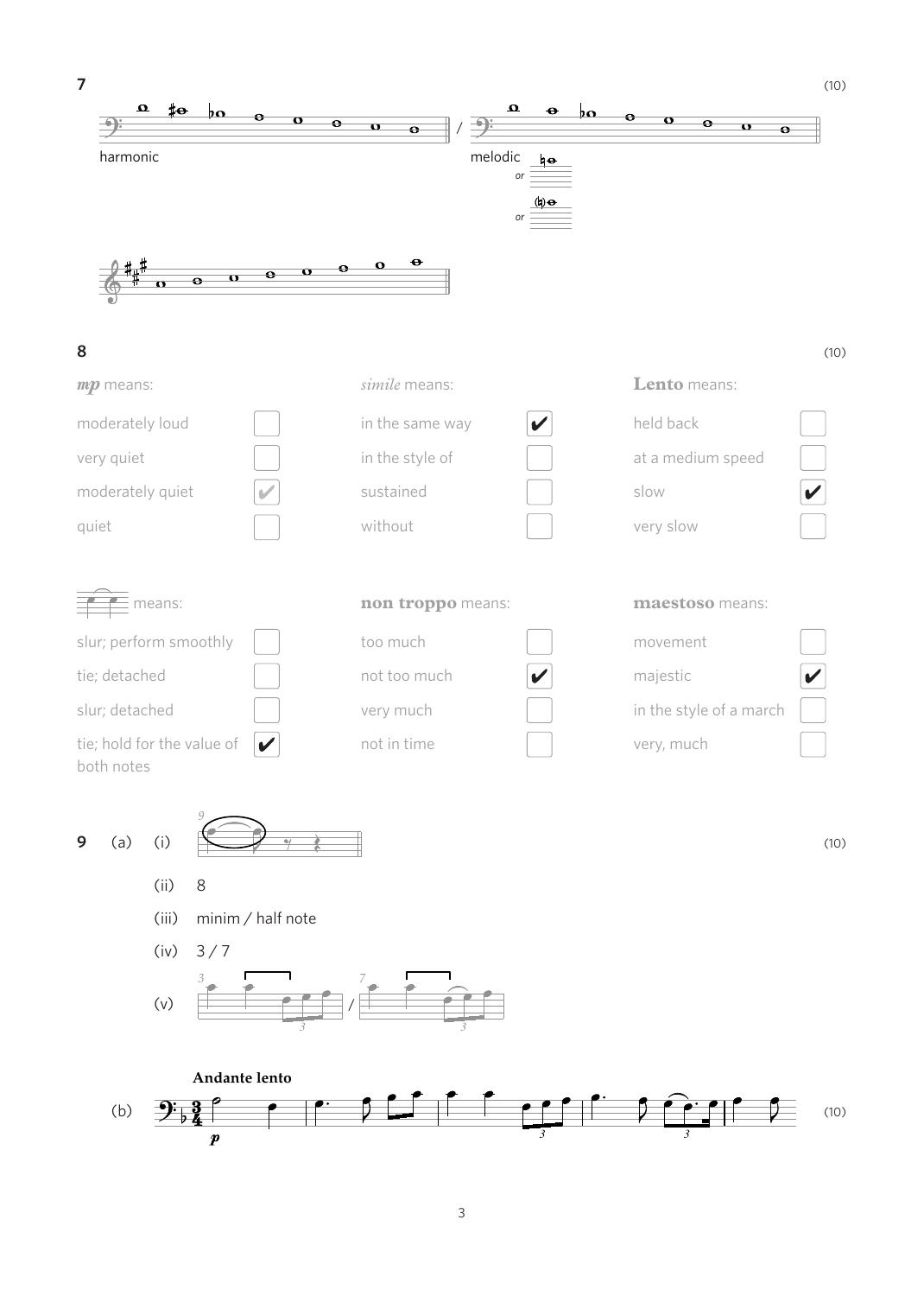**7** (10)

harmonic / melodic *or* *or*

**8** (10)

| *mp* means: | | *simile* means: | | **Lento** means: | |
|---|---|---|---|---|---|
| moderately loud | ☐ | in the same way | ✔ | held back | ☐ |
| very quiet | ☐ | in the style of | ☐ | at a medium speed | ☐ |
| moderately quiet | ✔ | sustained | ☐ | slow | ✔ |
| quiet | ☐ | without | ☐ | very slow | ☐ |

| means: | | **non troppo** means: | | **maestoso** means: | |
|---|---|---|---|---|---|
| slur; perform smoothly | ☐ | too much | ☐ | movement | ☐ |
| tie; detached | ☐ | not too much | ✔ | majestic | ✔ |
| slur; detached | ☐ | very much | ☐ | in the style of a march | ☐ |
| tie; hold for the value of both notes | ✔ | not in time | ☐ | very, much | ☐ |

**9** (a) (i) (10)

(ii) 8

(iii) minim / half note

(iv) 3 / 7

(v) /

(b) **Andante lento** (10)